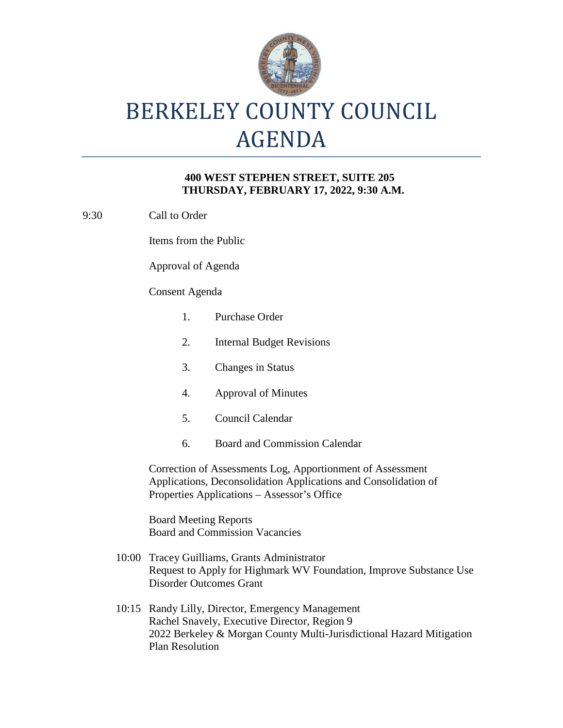# BERKELEY COUNTY COUNCIL AGENDA

**400 WEST STEPHEN STREET, SUITE 205**
**THURSDAY, FEBRUARY 17, 2022, 9:30 A.M.**

9:30 Call to Order

Items from the Public

Approval of Agenda

Consent Agenda

1. Purchase Order
2. Internal Budget Revisions
3. Changes in Status
4. Approval of Minutes
5. Council Calendar
6. Board and Commission Calendar

Correction of Assessments Log, Apportionment of Assessment Applications, Deconsolidation Applications and Consolidation of Properties Applications – Assessor's Office

Board Meeting Reports
Board and Commission Vacancies

10:00 Tracey Guilliams, Grants Administrator
Request to Apply for Highmark WV Foundation, Improve Substance Use Disorder Outcomes Grant

10:15 Randy Lilly, Director, Emergency Management
Rachel Snavely, Executive Director, Region 9
2022 Berkeley & Morgan County Multi-Jurisdictional Hazard Mitigation Plan Resolution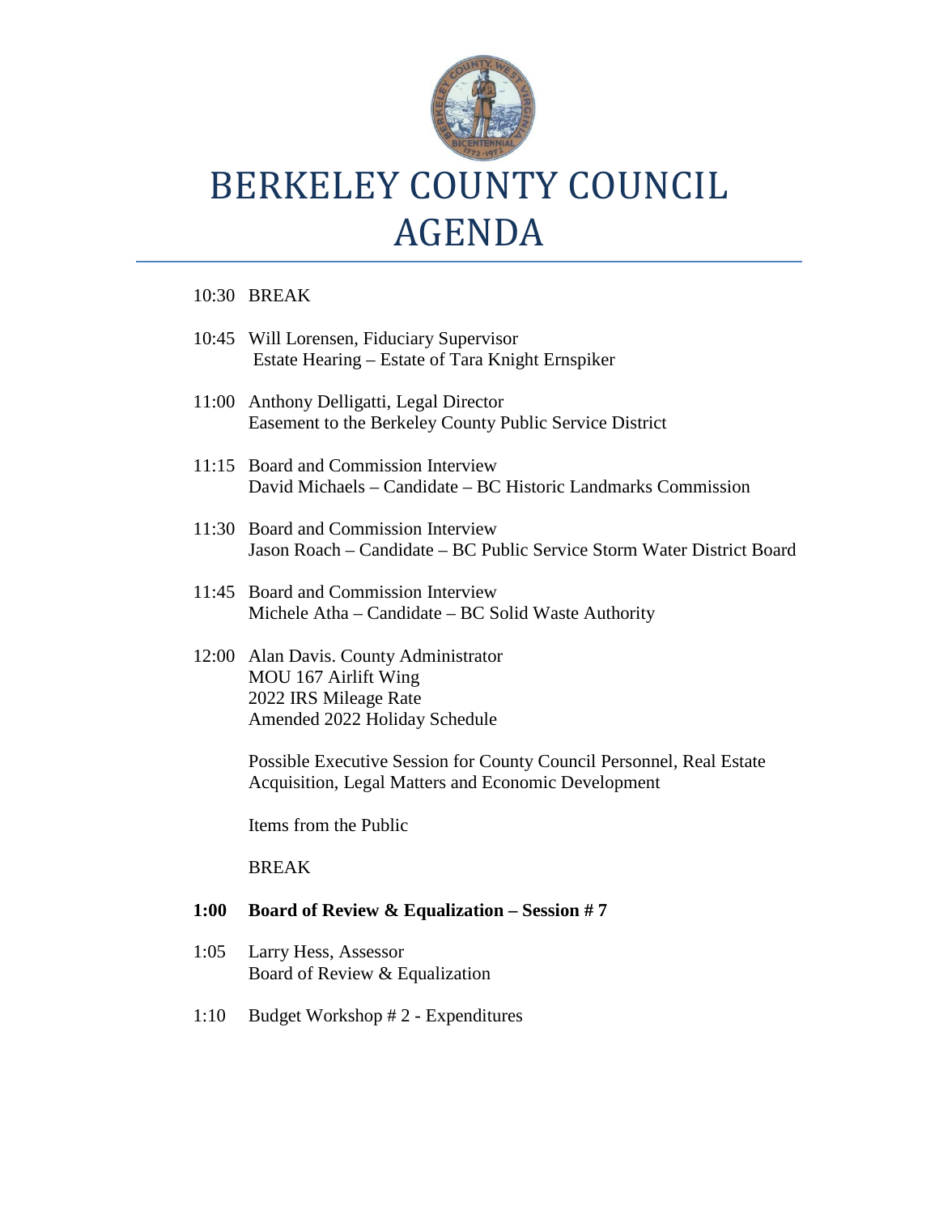# BERKELEY COUNTY COUNCIL AGENDA

10:30 BREAK

10:45 Will Lorensen, Fiduciary Supervisor
Estate Hearing – Estate of Tara Knight Ernspiker

11:00 Anthony Delligatti, Legal Director
Easement to the Berkeley County Public Service District

11:15 Board and Commission Interview
David Michaels – Candidate – BC Historic Landmarks Commission

11:30 Board and Commission Interview
Jason Roach – Candidate – BC Public Service Storm Water District Board

11:45 Board and Commission Interview
Michele Atha – Candidate – BC Solid Waste Authority

12:00 Alan Davis. County Administrator
MOU 167 Airlift Wing
2022 IRS Mileage Rate
Amended 2022 Holiday Schedule

Possible Executive Session for County Council Personnel, Real Estate Acquisition, Legal Matters and Economic Development

Items from the Public

BREAK

**1:00 Board of Review & Equalization – Session # 7**

1:05 Larry Hess, Assessor
Board of Review & Equalization

1:10 Budget Workshop # 2 - Expenditures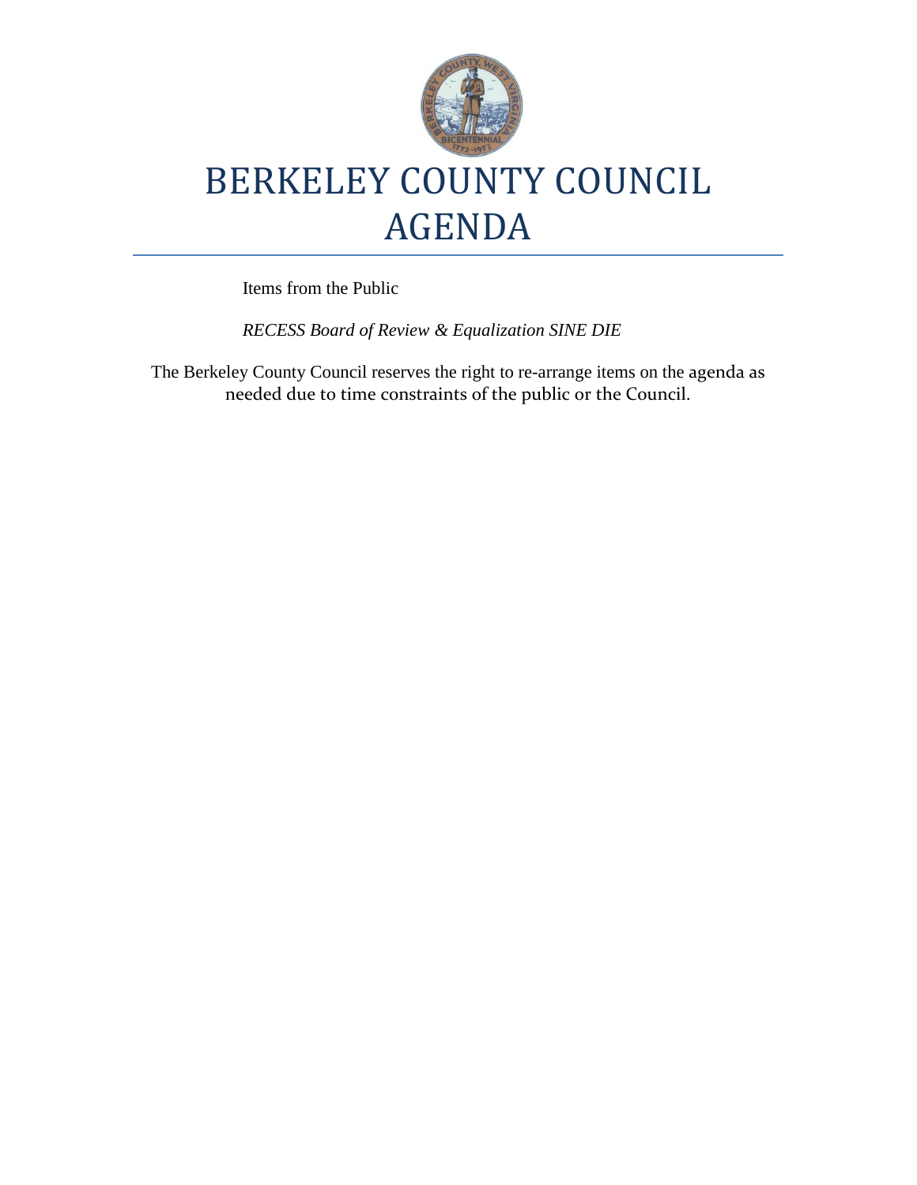# BERKELEY COUNTY COUNCIL AGENDA

Items from the Public

*RECESS Board of Review & Equalization SINE DIE*

The Berkeley County Council reserves the right to re-arrange items on the agenda as needed due to time constraints of the public or the Council.